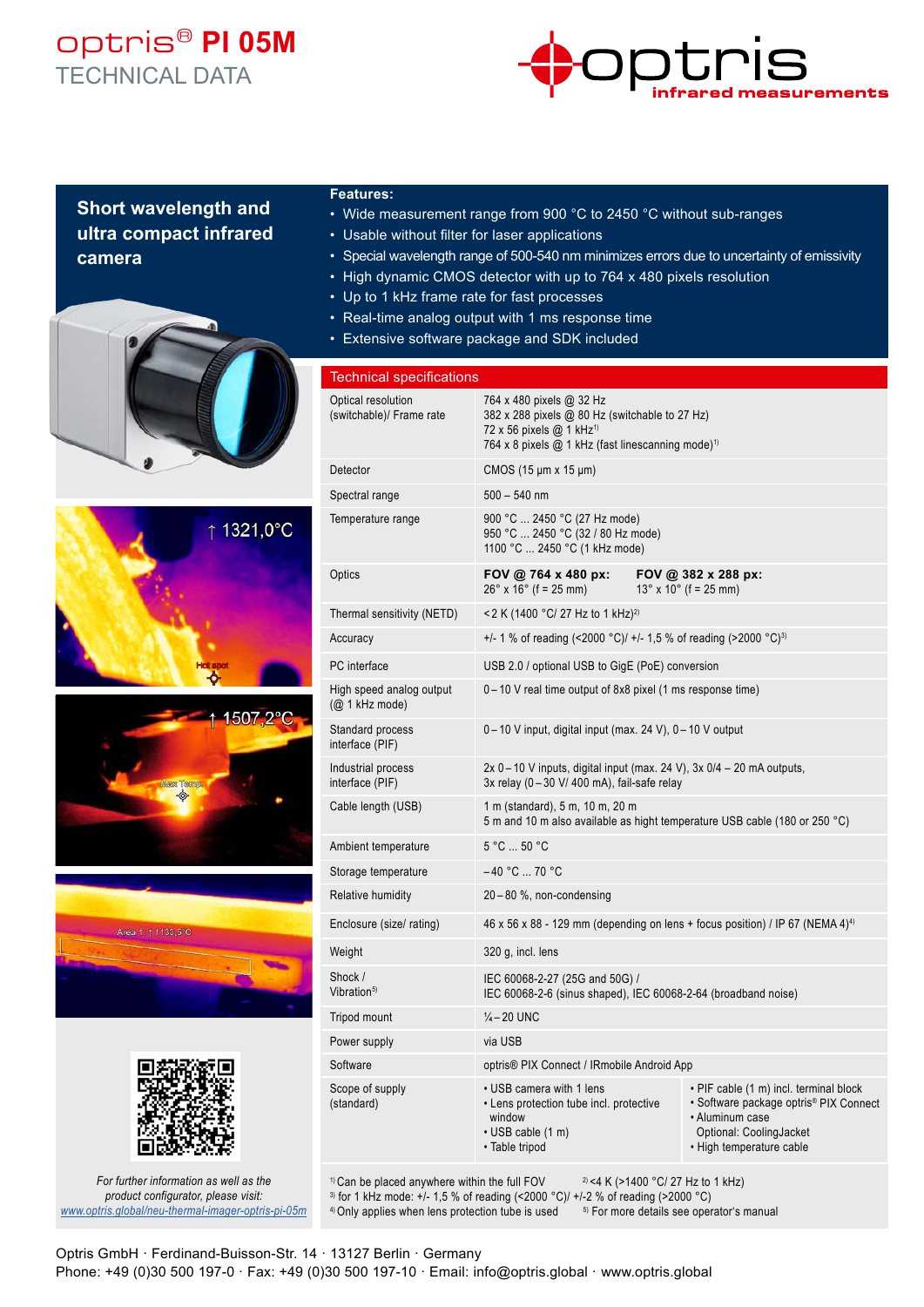# optris® PI 05M

TECHNICAL DATA

## Short wavelength and ultra compact infrared camera

**Features:**

- Wide measurement range from 900 °C to 2450 °C without sub-ranges
- Usable without filter for laser applications
- Special wavelength range of 500-540 nm minimizes errors due to uncertainty of emissivity
- High dynamic CMOS detector with up to 764 x 480 pixels resolution
- Up to 1 kHz frame rate for fast processes
- Real-time analog output with 1 ms response time
- Extensive software package and SDK included

## Technical specifications

| | | |
|---|---|---|
| Optical resolution (switchable)/ Frame rate | 764 x 480 pixels @ 32 Hz<br>382 x 288 pixels @ 80 Hz (switchable to 27 Hz)<br>72 x 56 pixels @ 1 kHz[1]<br>764 x 8 pixels @ 1 kHz (fast linescanning mode)[1] | |
| Detector | CMOS (15 µm x 15 µm) | |
| Spectral range | 500 – 540 nm | |
| Temperature range | 900 °C ... 2450 °C (27 Hz mode)<br>950 °C ... 2450 °C (32 / 80 Hz mode)<br>1100 °C ... 2450 °C (1 kHz mode) | |
| Optics | **FOV @ 764 x 480 px:**<br>26° x 16° (f = 25 mm) | **FOV @ 382 x 288 px:**<br>13° x 10° (f = 25 mm) |
| Thermal sensitivity (NETD) | <2 K (1400 °C/ 27 Hz to 1 kHz)[2] | |
| Accuracy | +/- 1 % of reading (<2000 °C)/ +/- 1,5 % of reading (>2000 °C)[3] | |
| PC interface | USB 2.0 / optional USB to GigE (PoE) conversion | |
| High speed analog output (@ 1 kHz mode) | 0 – 10 V real time output of 8x8 pixel (1 ms response time) | |
| Standard process interface (PIF) | 0 – 10 V input, digital input (max. 24 V), 0 – 10 V output | |
| Industrial process interface (PIF) | 2x 0 – 10 V inputs, digital input (max. 24 V), 3x 0/4 – 20 mA outputs,<br>3x relay (0 – 30 V/ 400 mA), fail-safe relay | |
| Cable length (USB) | 1 m (standard), 5 m, 10 m, 20 m<br>5 m and 10 m also available as hight temperature USB cable (180 or 250 °C) | |
| Ambient temperature | 5 °C ... 50 °C | |
| Storage temperature | – 40 °C ... 70 °C | |
| Relative humidity | 20 – 80 %, non-condensing | |
| Enclosure (size/ rating) | 46 x 56 x 88 - 129 mm (depending on lens + focus position) / IP 67 (NEMA 4)[4] | |
| Weight | 320 g, incl. lens | |
| Shock / Vibration[5] | IEC 60068-2-27 (25G and 50G) /<br>IEC 60068-2-6 (sinus shaped), IEC 60068-2-64 (broadband noise) | |
| Tripod mount | ¼ – 20 UNC | |
| Power supply | via USB | |
| Software | optris® PIX Connect / IRmobile Android App | |
| Scope of supply (standard) | • USB camera with 1 lens<br>• Lens protection tube incl. protective window<br>• USB cable (1 m)<br>• Table tripod | • PIF cable (1 m) incl. terminal block<br>• Software package optris® PIX Connect<br>• Aluminum case<br>Optional: CoolingJacket<br>• High temperature cable |

[1] Can be placed anywhere within the full FOV [2] <4 K (>1400 °C/ 27 Hz to 1 kHz)
[3] for 1 kHz mode: +/- 1,5 % of reading (<2000 °C)/ +/-2 % of reading (>2000 °C)
[4] Only applies when lens protection tube is used [5] For more details see operator's manual

*For further information as well as the product configurator, please visit:*
www.optris.global/neu-thermal-imager-optris-pi-05m

Optris GmbH · Ferdinand-Buisson-Str. 14 · 13127 Berlin · Germany
Phone: +49 (0)30 500 197-0 · Fax: +49 (0)30 500 197-10 · Email: info@optris.global · www.optris.global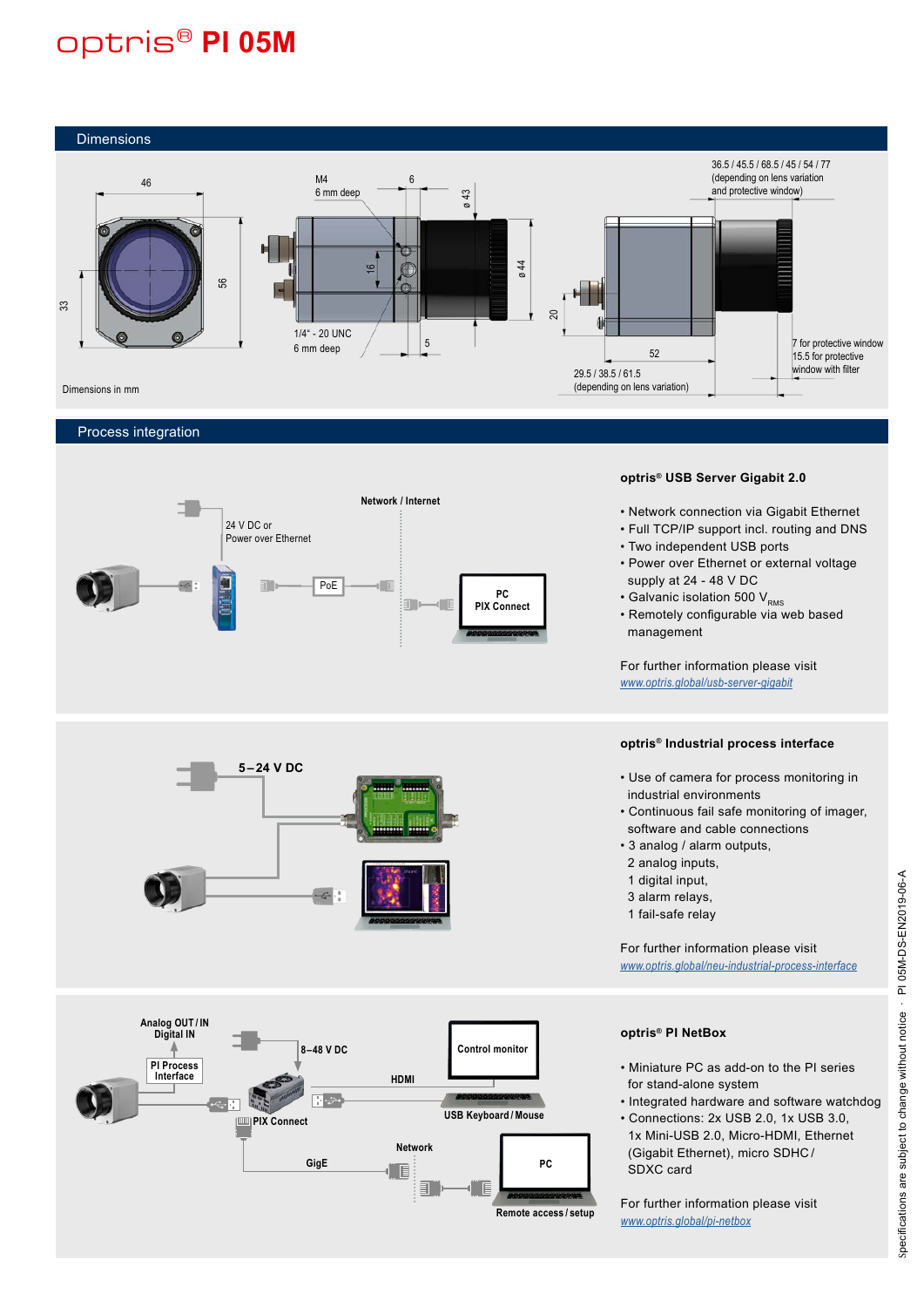# optris® PI 05M

## Dimensions

46

33

56

M4
6 mm deep

6

ø 43

16

ø 44

1/4" - 20 UNC
6 mm deep

5

36.5 / 45.5 / 68.5 / 45 / 54 / 77
(depending on lens variation
and protective window)

20

52

29.5 / 38.5 / 61.5
(depending on lens variation)

7 for protective window
15.5 for protective window with filter

Dimensions in mm

## Process integration

24 V DC or
Power over Ethernet

Network / Internet

PoE

PC
PIX Connect

### optris® USB Server Gigabit 2.0

- Network connection via Gigabit Ethernet
- Full TCP/IP support incl. routing and DNS
- Two independent USB ports
- Power over Ethernet or external voltage supply at 24 - 48 V DC
- Galvanic isolation 500 $V_{RMS}$
- Remotely configurable via web based management

For further information please visit
www.optris.global/usb-server-gigabit

5–24 V DC

### optris® Industrial process interface

- Use of camera for process monitoring in industrial environments
- Continuous fail safe monitoring of imager, software and cable connections
- 3 analog / alarm outputs,
  2 analog inputs,
  1 digital input,
  3 alarm relays,
  1 fail-safe relay

For further information please visit
www.optris.global/neu-industrial-process-interface

Analog OUT / IN
Digital IN

PI Process Interface

8–48 V DC

Control monitor

HDMI

USB Keyboard / Mouse

PIX Connect

Network

GigE

PC

Remote access / setup

### optris® PI NetBox

- Miniature PC as add-on to the PI series for stand-alone system
- Integrated hardware and software watchdog
- Connections: 2x USB 2.0, 1x USB 3.0, 1x Mini-USB 2.0, Micro-HDMI, Ethernet (Gigabit Ethernet), micro SDHC / SDXC card

For further information please visit
www.optris.global/pi-netbox

Specifications are subject to change without notice · PI 05M-DS-EN2019-06-A